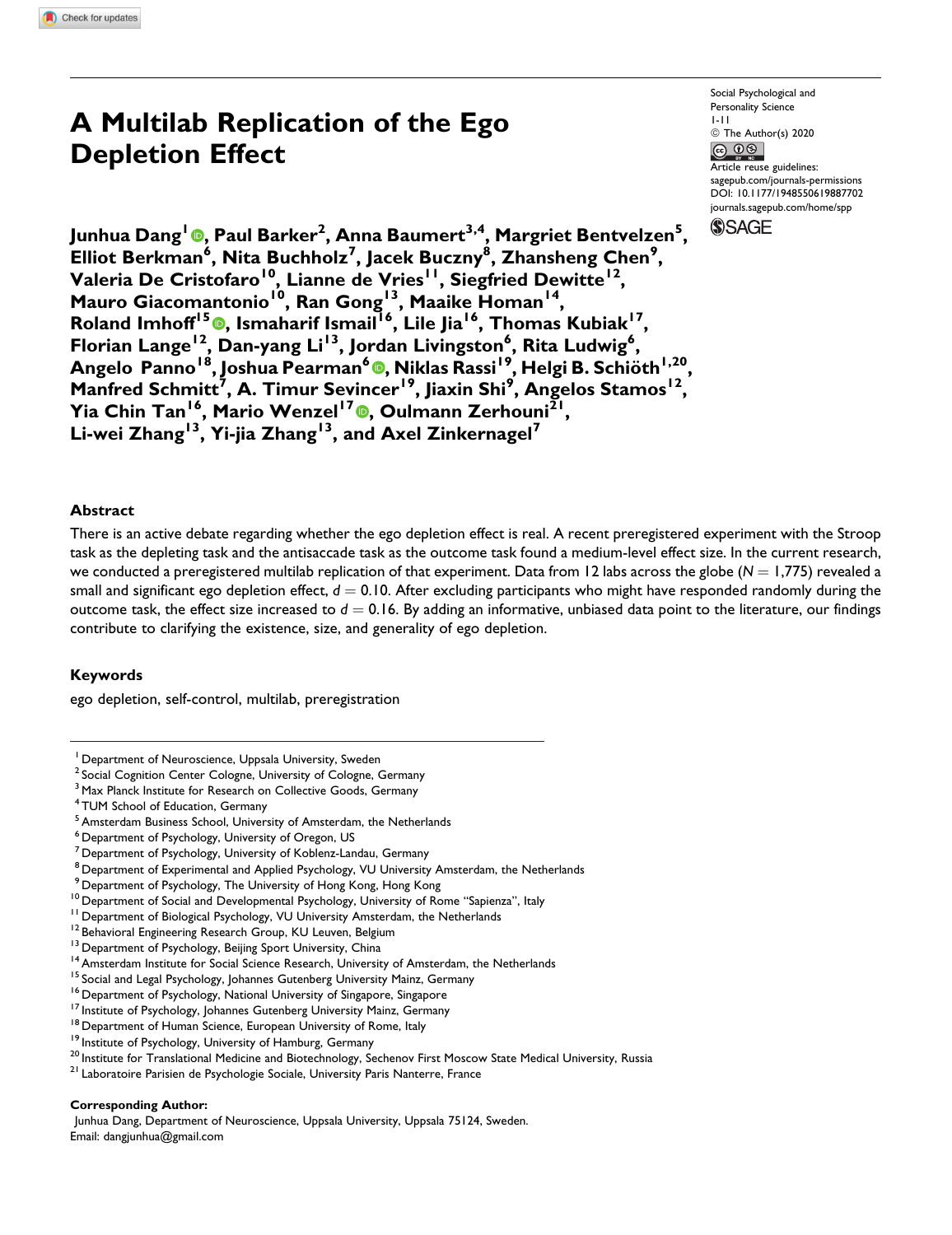# A Multilab Replication of the Ego Depletion Effect

Social Psychological and Personality Science
1-11
© The Author(s) 2020
Article reuse guidelines:
sagepub.com/journals-permissions
DOI: 10.1177/1948550619887702
journals.sagepub.com/home/spp

**Junhua Dang[1], Paul Barker[2], Anna Baumert[3,4], Margriet Bentvelzen[5], Elliot Berkman[6], Nita Buchholz[7], Jacek Buczny[8], Zhansheng Chen[9], Valeria De Cristofaro[10], Lianne de Vries[11], Siegfried Dewitte[12], Mauro Giacomantonio[10], Ran Gong[13], Maaike Homan[14], Roland Imhoff[15], Ismaharif Ismail[16], Lile Jia[16], Thomas Kubiak[17], Florian Lange[12], Dan-yang Li[13], Jordan Livingston[6], Rita Ludwig[6], Angelo Panno[18], Joshua Pearman[6], Niklas Rassi[19], Helgi B. Schiöth[1,20], Manfred Schmitt[7], A. Timur Sevincer[19], Jiaxin Shi[9], Angelos Stamos[12], Yia Chin Tan[16], Mario Wenzel[17], Oulmann Zerhouni[21], Li-wei Zhang[13], Yi-jia Zhang[13], and Axel Zinkernagel[7]**

## Abstract

There is an active debate regarding whether the ego depletion effect is real. A recent preregistered experiment with the Stroop task as the depleting task and the antisaccade task as the outcome task found a medium-level effect size. In the current research, we conducted a preregistered multilab replication of that experiment. Data from 12 labs across the globe ($N = 1{,}775$) revealed a small and significant ego depletion effect, $d = 0.10$. After excluding participants who might have responded randomly during the outcome task, the effect size increased to $d = 0.16$. By adding an informative, unbiased data point to the literature, our findings contribute to clarifying the existence, size, and generality of ego depletion.

## Keywords

ego depletion, self-control, multilab, preregistration

[1] Department of Neuroscience, Uppsala University, Sweden
[2] Social Cognition Center Cologne, University of Cologne, Germany
[3] Max Planck Institute for Research on Collective Goods, Germany
[4] TUM School of Education, Germany
[5] Amsterdam Business School, University of Amsterdam, the Netherlands
[6] Department of Psychology, University of Oregon, US
[7] Department of Psychology, University of Koblenz-Landau, Germany
[8] Department of Experimental and Applied Psychology, VU University Amsterdam, the Netherlands
[9] Department of Psychology, The University of Hong Kong, Hong Kong
[10] Department of Social and Developmental Psychology, University of Rome "Sapienza", Italy
[11] Department of Biological Psychology, VU University Amsterdam, the Netherlands
[12] Behavioral Engineering Research Group, KU Leuven, Belgium
[13] Department of Psychology, Beijing Sport University, China
[14] Amsterdam Institute for Social Science Research, University of Amsterdam, the Netherlands
[15] Social and Legal Psychology, Johannes Gutenberg University Mainz, Germany
[16] Department of Psychology, National University of Singapore, Singapore
[17] Institute of Psychology, Johannes Gutenberg University Mainz, Germany
[18] Department of Human Science, European University of Rome, Italy
[19] Institute of Psychology, University of Hamburg, Germany
[20] Institute for Translational Medicine and Biotechnology, Sechenov First Moscow State Medical University, Russia
[21] Laboratoire Parisien de Psychologie Sociale, University Paris Nanterre, France

**Corresponding Author:**
Junhua Dang, Department of Neuroscience, Uppsala University, Uppsala 75124, Sweden.
Email: dangjunhua@gmail.com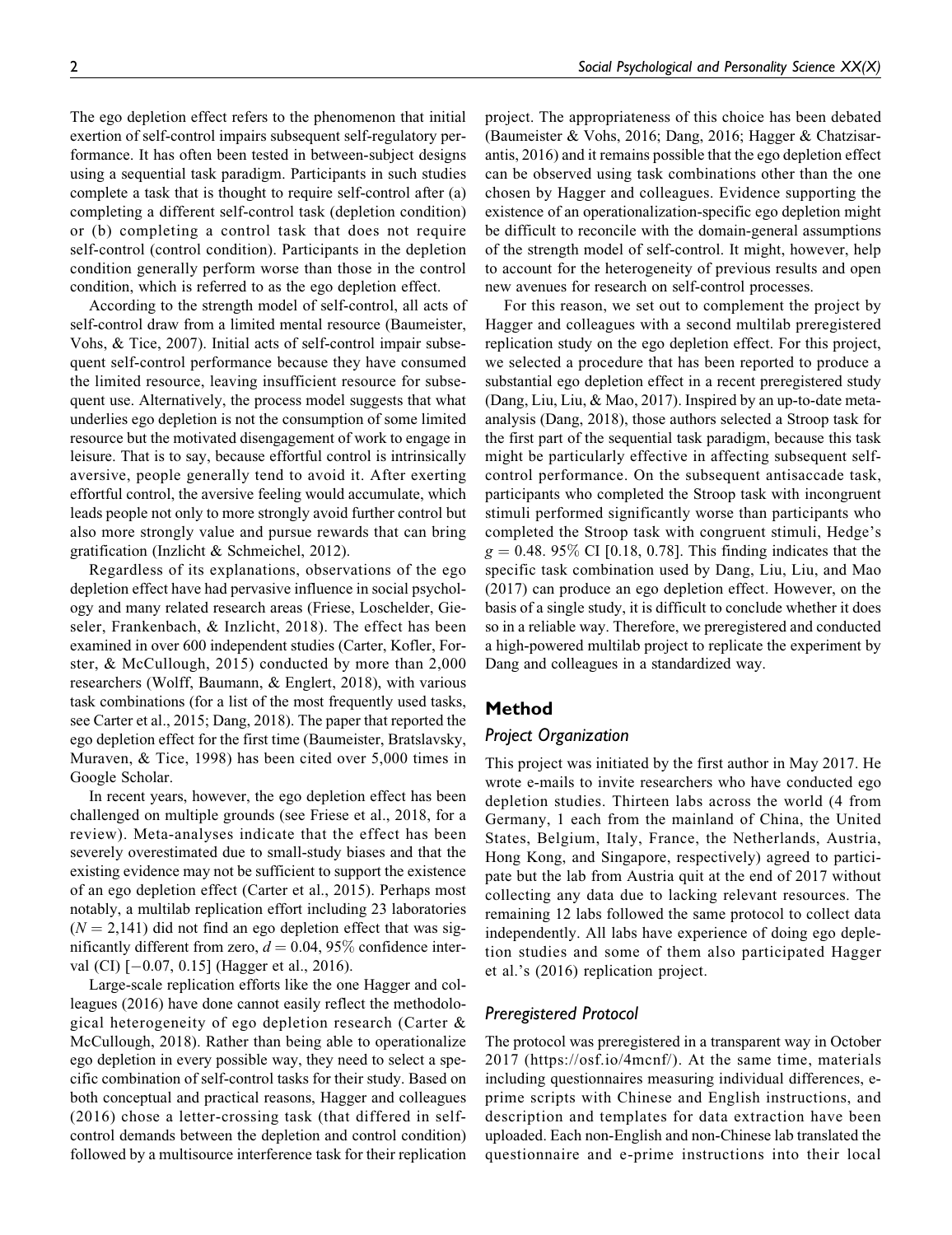The ego depletion effect refers to the phenomenon that initial exertion of self-control impairs subsequent self-regulatory performance. It has often been tested in between-subject designs using a sequential task paradigm. Participants in such studies complete a task that is thought to require self-control after (a) completing a different self-control task (depletion condition) or (b) completing a control task that does not require self-control (control condition). Participants in the depletion condition generally perform worse than those in the control condition, which is referred to as the ego depletion effect.

According to the strength model of self-control, all acts of self-control draw from a limited mental resource (Baumeister, Vohs, & Tice, 2007). Initial acts of self-control impair subsequent self-control performance because they have consumed the limited resource, leaving insufficient resource for subsequent use. Alternatively, the process model suggests that what underlies ego depletion is not the consumption of some limited resource but the motivated disengagement of work to engage in leisure. That is to say, because effortful control is intrinsically aversive, people generally tend to avoid it. After exerting effortful control, the aversive feeling would accumulate, which leads people not only to more strongly avoid further control but also more strongly value and pursue rewards that can bring gratification (Inzlicht & Schmeichel, 2012).

Regardless of its explanations, observations of the ego depletion effect have had pervasive influence in social psychology and many related research areas (Friese, Loschelder, Gieseler, Frankenbach, & Inzlicht, 2018). The effect has been examined in over 600 independent studies (Carter, Kofler, Forster, & McCullough, 2015) conducted by more than 2,000 researchers (Wolff, Baumann, & Englert, 2018), with various task combinations (for a list of the most frequently used tasks, see Carter et al., 2015; Dang, 2018). The paper that reported the ego depletion effect for the first time (Baumeister, Bratslavsky, Muraven, & Tice, 1998) has been cited over 5,000 times in Google Scholar.

In recent years, however, the ego depletion effect has been challenged on multiple grounds (see Friese et al., 2018, for a review). Meta-analyses indicate that the effect has been severely overestimated due to small-study biases and that the existing evidence may not be sufficient to support the existence of an ego depletion effect (Carter et al., 2015). Perhaps most notably, a multilab replication effort including 23 laboratories ($N = 2{,}141$) did not find an ego depletion effect that was significantly different from zero, $d = 0.04$, 95% confidence interval (CI) [−0.07, 0.15] (Hagger et al., 2016).

Large-scale replication efforts like the one Hagger and colleagues (2016) have done cannot easily reflect the methodological heterogeneity of ego depletion research (Carter & McCullough, 2018). Rather than being able to operationalize ego depletion in every possible way, they need to select a specific combination of self-control tasks for their study. Based on both conceptual and practical reasons, Hagger and colleagues (2016) chose a letter-crossing task (that differed in self-control demands between the depletion and control condition) followed by a multisource interference task for their replication project. The appropriateness of this choice has been debated (Baumeister & Vohs, 2016; Dang, 2016; Hagger & Chatzisarantis, 2016) and it remains possible that the ego depletion effect can be observed using task combinations other than the one chosen by Hagger and colleagues. Evidence supporting the existence of an operationalization-specific ego depletion might be difficult to reconcile with the domain-general assumptions of the strength model of self-control. It might, however, help to account for the heterogeneity of previous results and open new avenues for research on self-control processes.

For this reason, we set out to complement the project by Hagger and colleagues with a second multilab preregistered replication study on the ego depletion effect. For this project, we selected a procedure that has been reported to produce a substantial ego depletion effect in a recent preregistered study (Dang, Liu, Liu, & Mao, 2017). Inspired by an up-to-date meta-analysis (Dang, 2018), those authors selected a Stroop task for the first part of the sequential task paradigm, because this task might be particularly effective in affecting subsequent self-control performance. On the subsequent antisaccade task, participants who completed the Stroop task with incongruent stimuli performed significantly worse than participants who completed the Stroop task with congruent stimuli, Hedge's $g = 0.48$. 95% CI [0.18, 0.78]. This finding indicates that the specific task combination used by Dang, Liu, Liu, and Mao (2017) can produce an ego depletion effect. However, on the basis of a single study, it is difficult to conclude whether it does so in a reliable way. Therefore, we preregistered and conducted a high-powered multilab project to replicate the experiment by Dang and colleagues in a standardized way.

## Method

### Project Organization

This project was initiated by the first author in May 2017. He wrote e-mails to invite researchers who have conducted ego depletion studies. Thirteen labs across the world (4 from Germany, 1 each from the mainland of China, the United States, Belgium, Italy, France, the Netherlands, Austria, Hong Kong, and Singapore, respectively) agreed to participate but the lab from Austria quit at the end of 2017 without collecting any data due to lacking relevant resources. The remaining 12 labs followed the same protocol to collect data independently. All labs have experience of doing ego depletion studies and some of them also participated Hagger et al.'s (2016) replication project.

### Preregistered Protocol

The protocol was preregistered in a transparent way in October 2017 (https://osf.io/4mcnf/). At the same time, materials including questionnaires measuring individual differences, e-prime scripts with Chinese and English instructions, and description and templates for data extraction have been uploaded. Each non-English and non-Chinese lab translated the questionnaire and e-prime instructions into their local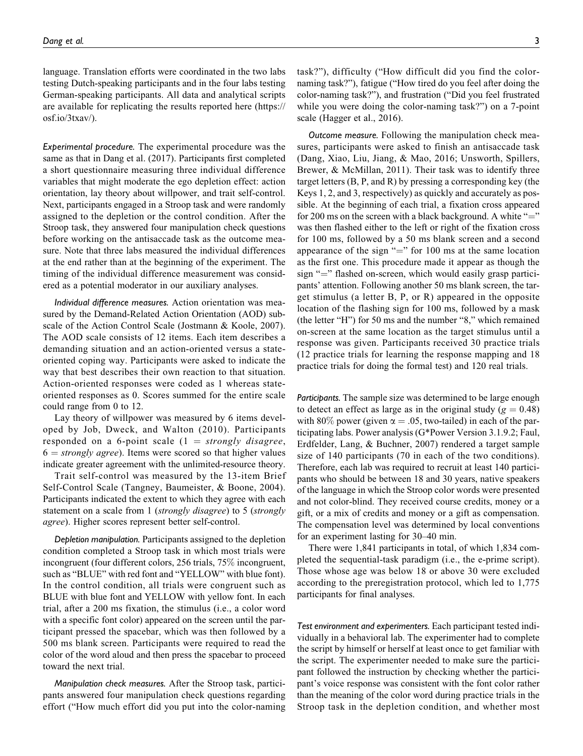language. Translation efforts were coordinated in the two labs testing Dutch-speaking participants and in the four labs testing German-speaking participants. All data and analytical scripts are available for replicating the results reported here (https://osf.io/3txav/).

*Experimental procedure.* The experimental procedure was the same as that in Dang et al. (2017). Participants first completed a short questionnaire measuring three individual difference variables that might moderate the ego depletion effect: action orientation, lay theory about willpower, and trait self-control. Next, participants engaged in a Stroop task and were randomly assigned to the depletion or the control condition. After the Stroop task, they answered four manipulation check questions before working on the antisaccade task as the outcome measure. Note that three labs measured the individual differences at the end rather than at the beginning of the experiment. The timing of the individual difference measurement was considered as a potential moderator in our auxiliary analyses.

*Individual difference measures.* Action orientation was measured by the Demand-Related Action Orientation (AOD) subscale of the Action Control Scale (Jostmann & Koole, 2007). The AOD scale consists of 12 items. Each item describes a demanding situation and an action-oriented versus a state-oriented coping way. Participants were asked to indicate the way that best describes their own reaction to that situation. Action-oriented responses were coded as 1 whereas state-oriented responses as 0. Scores summed for the entire scale could range from 0 to 12.

Lay theory of willpower was measured by 6 items developed by Job, Dweck, and Walton (2010). Participants responded on a 6-point scale (1 = *strongly disagree*, 6 = *strongly agree*). Items were scored so that higher values indicate greater agreement with the unlimited-resource theory.

Trait self-control was measured by the 13-item Brief Self-Control Scale (Tangney, Baumeister, & Boone, 2004). Participants indicated the extent to which they agree with each statement on a scale from 1 (*strongly disagree*) to 5 (*strongly agree*). Higher scores represent better self-control.

*Depletion manipulation.* Participants assigned to the depletion condition completed a Stroop task in which most trials were incongruent (four different colors, 256 trials, 75% incongruent, such as "BLUE" with red font and "YELLOW" with blue font). In the control condition, all trials were congruent such as BLUE with blue font and YELLOW with yellow font. In each trial, after a 200 ms fixation, the stimulus (i.e., a color word with a specific font color) appeared on the screen until the participant pressed the spacebar, which was then followed by a 500 ms blank screen. Participants were required to read the color of the word aloud and then press the spacebar to proceed toward the next trial.

*Manipulation check measures.* After the Stroop task, participants answered four manipulation check questions regarding effort ("How much effort did you put into the color-naming task?"), difficulty ("How difficult did you find the color-naming task?"), fatigue ("How tired do you feel after doing the color-naming task?"), and frustration ("Did you feel frustrated while you were doing the color-naming task?") on a 7-point scale (Hagger et al., 2016).

*Outcome measure.* Following the manipulation check measures, participants were asked to finish an antisaccade task (Dang, Xiao, Liu, Jiang, & Mao, 2016; Unsworth, Spillers, Brewer, & McMillan, 2011). Their task was to identify three target letters (B, P, and R) by pressing a corresponding key (the Keys 1, 2, and 3, respectively) as quickly and accurately as possible. At the beginning of each trial, a fixation cross appeared for 200 ms on the screen with a black background. A white "=" was then flashed either to the left or right of the fixation cross for 100 ms, followed by a 50 ms blank screen and a second appearance of the sign "=" for 100 ms at the same location as the first one. This procedure made it appear as though the sign "=" flashed on-screen, which would easily grasp participants' attention. Following another 50 ms blank screen, the target stimulus (a letter B, P, or R) appeared in the opposite location of the flashing sign for 100 ms, followed by a mask (the letter "H") for 50 ms and the number "8," which remained on-screen at the same location as the target stimulus until a response was given. Participants received 30 practice trials (12 practice trials for learning the response mapping and 18 practice trials for doing the formal test) and 120 real trials.

*Participants.* The sample size was determined to be large enough to detect an effect as large as in the original study ($g = 0.48$) with 80% power (given $\alpha = .05$, two-tailed) in each of the participating labs. Power analysis (G*Power Version 3.1.9.2; Faul, Erdfelder, Lang, & Buchner, 2007) rendered a target sample size of 140 participants (70 in each of the two conditions). Therefore, each lab was required to recruit at least 140 participants who should be between 18 and 30 years, native speakers of the language in which the Stroop color words were presented and not color-blind. They received course credits, money or a gift, or a mix of credits and money or a gift as compensation. The compensation level was determined by local conventions for an experiment lasting for 30–40 min.

There were 1,841 participants in total, of which 1,834 completed the sequential-task paradigm (i.e., the e-prime script). Those whose age was below 18 or above 30 were excluded according to the preregistration protocol, which led to 1,775 participants for final analyses.

*Test environment and experimenters.* Each participant tested individually in a behavioral lab. The experimenter had to complete the script by himself or herself at least once to get familiar with the script. The experimenter needed to make sure the participant followed the instruction by checking whether the participant's voice response was consistent with the font color rather than the meaning of the color word during practice trials in the Stroop task in the depletion condition, and whether most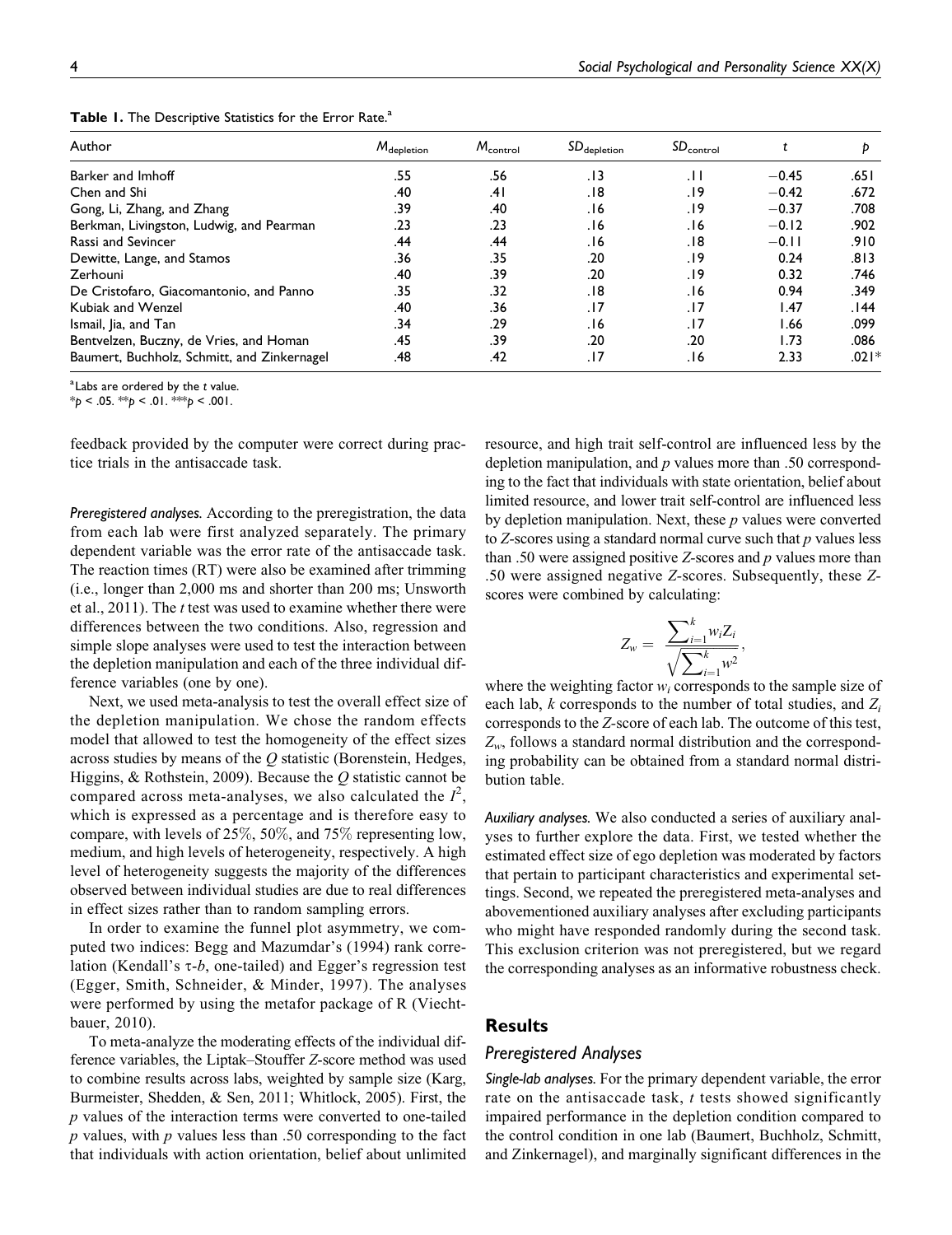**Table 1.** The Descriptive Statistics for the Error Rate.[a]

| Author | $M_{\text{depletion}}$ | $M_{\text{control}}$ | $SD_{\text{depletion}}$ | $SD_{\text{control}}$ | $t$ | $p$ |
|---|---|---|---|---|---|---|
| Barker and Imhoff | .55 | .56 | .13 | .11 | −0.45 | .651 |
| Chen and Shi | .40 | .41 | .18 | .19 | −0.42 | .672 |
| Gong, Li, Zhang, and Zhang | .39 | .40 | .16 | .19 | −0.37 | .708 |
| Berkman, Livingston, Ludwig, and Pearman | .23 | .23 | .16 | .16 | −0.12 | .902 |
| Rassi and Sevincer | .44 | .44 | .16 | .18 | −0.11 | .910 |
| Dewitte, Lange, and Stamos | .36 | .35 | .20 | .19 | 0.24 | .813 |
| Zerhouni | .40 | .39 | .20 | .19 | 0.32 | .746 |
| De Cristofaro, Giacomantonio, and Panno | .35 | .32 | .18 | .16 | 0.94 | .349 |
| Kubiak and Wenzel | .40 | .36 | .17 | .17 | 1.47 | .144 |
| Ismail, Jia, and Tan | .34 | .29 | .16 | .17 | 1.66 | .099 |
| Bentvelzen, Buczny, de Vries, and Homan | .45 | .39 | .20 | .20 | 1.73 | .086 |
| Baumert, Buchholz, Schmitt, and Zinkernagel | .48 | .42 | .17 | .16 | 2.33 | .021* |

[a] Labs are ordered by the $t$ value.
*$p < .05$. **$p < .01$. ***$p < .001$.

feedback provided by the computer were correct during practice trials in the antisaccade task.

*Preregistered analyses.* According to the preregistration, the data from each lab were first analyzed separately. The primary dependent variable was the error rate of the antisaccade task. The reaction times (RT) were also be examined after trimming (i.e., longer than 2,000 ms and shorter than 200 ms; Unsworth et al., 2011). The $t$ test was used to examine whether there were differences between the two conditions. Also, regression and simple slope analyses were used to test the interaction between the depletion manipulation and each of the three individual difference variables (one by one).

Next, we used meta-analysis to test the overall effect size of the depletion manipulation. We chose the random effects model that allowed to test the homogeneity of the effect sizes across studies by means of the $Q$ statistic (Borenstein, Hedges, Higgins, & Rothstein, 2009). Because the $Q$ statistic cannot be compared across meta-analyses, we also calculated the $I^2$, which is expressed as a percentage and is therefore easy to compare, with levels of 25%, 50%, and 75% representing low, medium, and high levels of heterogeneity, respectively. A high level of heterogeneity suggests the majority of the differences observed between individual studies are due to real differences in effect sizes rather than to random sampling errors.

In order to examine the funnel plot asymmetry, we computed two indices: Begg and Mazumdar's (1994) rank correlation (Kendall's $\tau$-$b$, one-tailed) and Egger's regression test (Egger, Smith, Schneider, & Minder, 1997). The analyses were performed by using the metafor package of R (Viechtbauer, 2010).

To meta-analyze the moderating effects of the individual difference variables, the Liptak–Stouffer $Z$-score method was used to combine results across labs, weighted by sample size (Karg, Burmeister, Shedden, & Sen, 2011; Whitlock, 2005). First, the $p$ values of the interaction terms were converted to one-tailed $p$ values, with $p$ values less than .50 corresponding to the fact that individuals with action orientation, belief about unlimited resource, and high trait self-control are influenced less by the depletion manipulation, and $p$ values more than .50 corresponding to the fact that individuals with state orientation, belief about limited resource, and lower trait self-control are influenced less by depletion manipulation. Next, these $p$ values were converted to $Z$-scores using a standard normal curve such that $p$ values less than .50 were assigned positive $Z$-scores and $p$ values more than .50 were assigned negative $Z$-scores. Subsequently, these $Z$-scores were combined by calculating:

$$Z_w = \frac{\sum_{i=1}^{k} w_i Z_i}{\sqrt{\sum_{i=1}^{k} w^2}},$$

where the weighting factor $w_i$ corresponds to the sample size of each lab, $k$ corresponds to the number of total studies, and $Z_i$ corresponds to the $Z$-score of each lab. The outcome of this test, $Z_w$, follows a standard normal distribution and the corresponding probability can be obtained from a standard normal distribution table.

*Auxiliary analyses.* We also conducted a series of auxiliary analyses to further explore the data. First, we tested whether the estimated effect size of ego depletion was moderated by factors that pertain to participant characteristics and experimental settings. Second, we repeated the preregistered meta-analyses and abovementioned auxiliary analyses after excluding participants who might have responded randomly during the second task. This exclusion criterion was not preregistered, but we regard the corresponding analyses as an informative robustness check.

## Results

### Preregistered Analyses

*Single-lab analyses.* For the primary dependent variable, the error rate on the antisaccade task, $t$ tests showed significantly impaired performance in the depletion condition compared to the control condition in one lab (Baumert, Buchholz, Schmitt, and Zinkernagel), and marginally significant differences in the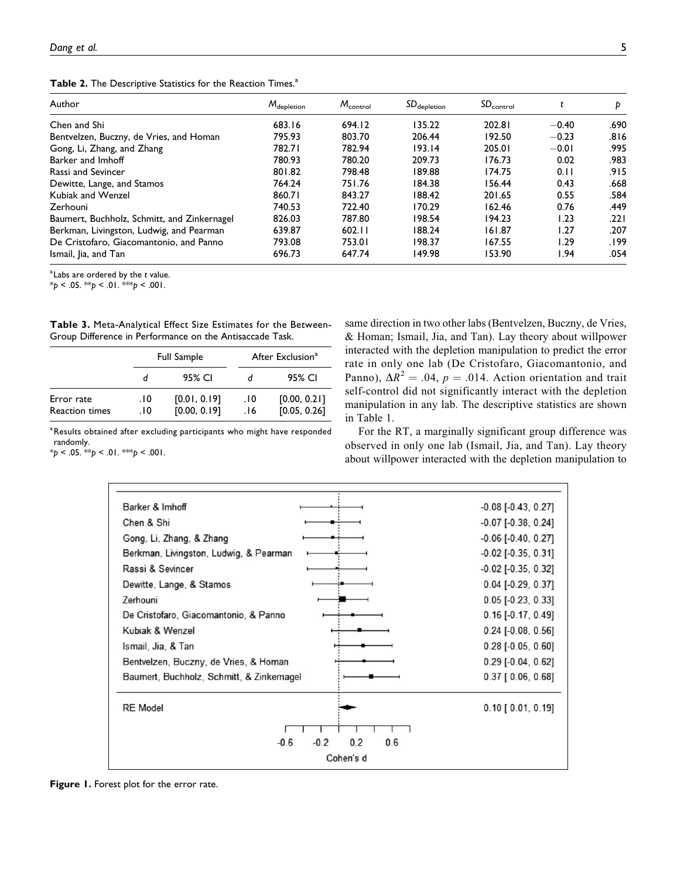**Table 2.** The Descriptive Statistics for the Reaction Times.[a]

| Author | $M_{depletion}$ | $M_{control}$ | $SD_{depletion}$ | $SD_{control}$ | $t$ | $p$ |
|---|---|---|---|---|---|---|
| Chen and Shi | 683.16 | 694.12 | 135.22 | 202.81 | −0.40 | .690 |
| Bentvelzen, Buczny, de Vries, and Homan | 795.93 | 803.70 | 206.44 | 192.50 | −0.23 | .816 |
| Gong, Li, Zhang, and Zhang | 782.71 | 782.94 | 193.14 | 205.01 | −0.01 | .995 |
| Barker and Imhoff | 780.93 | 780.20 | 209.73 | 176.73 | 0.02 | .983 |
| Rassi and Sevincer | 801.82 | 798.48 | 189.88 | 174.75 | 0.11 | .915 |
| Dewitte, Lange, and Stamos | 764.24 | 751.76 | 184.38 | 156.44 | 0.43 | .668 |
| Kubiak and Wenzel | 860.71 | 843.27 | 188.42 | 201.65 | 0.55 | .584 |
| Zerhouni | 740.53 | 722.40 | 170.29 | 162.46 | 0.76 | .449 |
| Baumert, Buchholz, Schmitt, and Zinkernagel | 826.03 | 787.80 | 198.54 | 194.23 | 1.23 | .221 |
| Berkman, Livingston, Ludwig, and Pearman | 639.87 | 602.11 | 188.24 | 161.87 | 1.27 | .207 |
| De Cristofaro, Giacomantonio, and Panno | 793.08 | 753.01 | 198.37 | 167.55 | 1.29 | .199 |
| Ismail, Jia, and Tan | 696.73 | 647.74 | 149.98 | 153.90 | 1.94 | .054 |

[a]Labs are ordered by the *t* value.
\**p* < .05. \*\**p* < .01. \*\*\**p* < .001.

**Table 3.** Meta-Analytical Effect Size Estimates for the Between-Group Difference in Performance on the Antisaccade Task.

| | Full Sample | | After Exclusion[a] | |
|---|---|---|---|---|
| | *d* | 95% CI | *d* | 95% CI |
| Error rate | .10 | [0.01, 0.19] | .10 | [0.00, 0.21] |
| Reaction times | .10 | [0.00, 0.19] | .16 | [0.05, 0.26] |

[a]Results obtained after excluding participants who might have responded randomly.
\**p* < .05. \*\**p* < .01. \*\*\**p* < .001.

same direction in two other labs (Bentvelzen, Buczny, de Vries, & Homan; Ismail, Jia, and Tan). Lay theory about willpower interacted with the depletion manipulation to predict the error rate in only one lab (De Cristofaro, Giacomantonio, and Panno), $\Delta R^2 = .04$, $p = .014$. Action orientation and trait self-control did not significantly interact with the depletion manipulation in any lab. The descriptive statistics are shown in Table 1.

For the RT, a marginally significant group difference was observed in only one lab (Ismail, Jia, and Tan). Lay theory about willpower interacted with the depletion manipulation to

**Figure 1.** Forest plot for the error rate.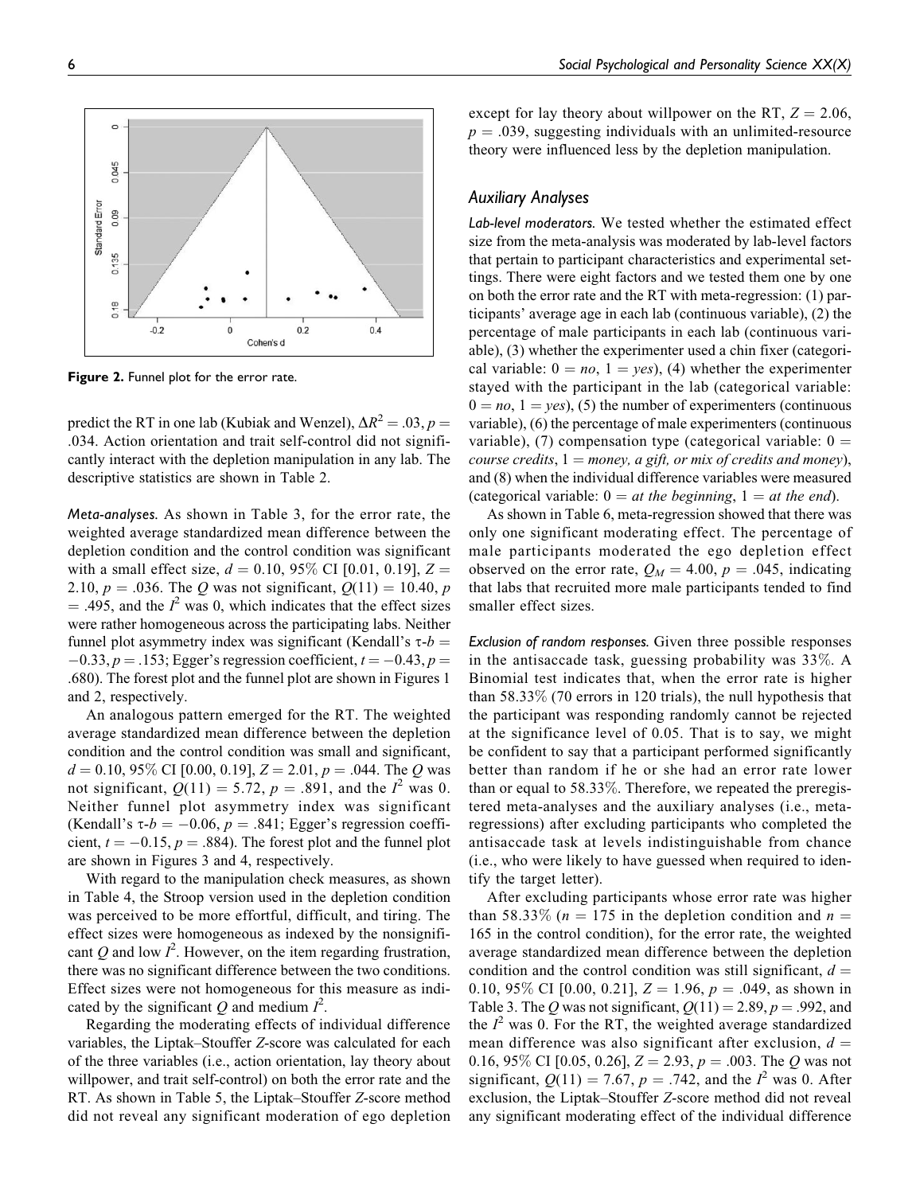Figure 2. Funnel plot for the error rate.

predict the RT in one lab (Kubiak and Wenzel), $\Delta R^2 = .03$, $p = .034$. Action orientation and trait self-control did not significantly interact with the depletion manipulation in any lab. The descriptive statistics are shown in Table 2.

*Meta-analyses.* As shown in Table 3, for the error rate, the weighted average standardized mean difference between the depletion condition and the control condition was significant with a small effect size, $d = 0.10$, 95% CI [0.01, 0.19], $Z = 2.10$, $p = .036$. The $Q$ was not significant, $Q(11) = 10.40$, $p = .495$, and the $I^2$ was 0, which indicates that the effect sizes were rather homogeneous across the participating labs. Neither funnel plot asymmetry index was significant (Kendall's $\tau$-$b = -0.33$, $p = .153$; Egger's regression coefficient, $t = -0.43$, $p = .680$). The forest plot and the funnel plot are shown in Figures 1 and 2, respectively.

An analogous pattern emerged for the RT. The weighted average standardized mean difference between the depletion condition and the control condition was small and significant, $d = 0.10$, 95% CI [0.00, 0.19], $Z = 2.01$, $p = .044$. The $Q$ was not significant, $Q(11) = 5.72$, $p = .891$, and the $I^2$ was 0. Neither funnel plot asymmetry index was significant (Kendall's $\tau$-$b = -0.06$, $p = .841$; Egger's regression coefficient, $t = -0.15$, $p = .884$). The forest plot and the funnel plot are shown in Figures 3 and 4, respectively.

With regard to the manipulation check measures, as shown in Table 4, the Stroop version used in the depletion condition was perceived to be more effortful, difficult, and tiring. The effect sizes were homogeneous as indexed by the nonsignificant $Q$ and low $I^2$. However, on the item regarding frustration, there was no significant difference between the two conditions. Effect sizes were not homogeneous for this measure as indicated by the significant $Q$ and medium $I^2$.

Regarding the moderating effects of individual difference variables, the Liptak–Stouffer $Z$-score was calculated for each of the three variables (i.e., action orientation, lay theory about willpower, and trait self-control) on both the error rate and the RT. As shown in Table 5, the Liptak–Stouffer $Z$-score method did not reveal any significant moderation of ego depletion except for lay theory about willpower on the RT, $Z = 2.06$, $p = .039$, suggesting individuals with an unlimited-resource theory were influenced less by the depletion manipulation.

## Auxiliary Analyses

*Lab-level moderators.* We tested whether the estimated effect size from the meta-analysis was moderated by lab-level factors that pertain to participant characteristics and experimental settings. There were eight factors and we tested them one by one on both the error rate and the RT with meta-regression: (1) participants' average age in each lab (continuous variable), (2) the percentage of male participants in each lab (continuous variable), (3) whether the experimenter used a chin fixer (categorical variable: $0 =$ *no*, $1 =$ *yes*), (4) whether the experimenter stayed with the participant in the lab (categorical variable: $0 =$ *no*, $1 =$ *yes*), (5) the number of experimenters (continuous variable), (6) the percentage of male experimenters (continuous variable), (7) compensation type (categorical variable: $0 =$ *course credits*, $1 =$ *money, a gift, or mix of credits and money*), and (8) when the individual difference variables were measured (categorical variable: $0 =$ *at the beginning*, $1 =$ *at the end*).

As shown in Table 6, meta-regression showed that there was only one significant moderating effect. The percentage of male participants moderated the ego depletion effect observed on the error rate, $Q_M = 4.00$, $p = .045$, indicating that labs that recruited more male participants tended to find smaller effect sizes.

*Exclusion of random responses.* Given three possible responses in the antisaccade task, guessing probability was 33%. A Binomial test indicates that, when the error rate is higher than 58.33% (70 errors in 120 trials), the null hypothesis that the participant was responding randomly cannot be rejected at the significance level of 0.05. That is to say, we might be confident to say that a participant performed significantly better than random if he or she had an error rate lower than or equal to 58.33%. Therefore, we repeated the preregistered meta-analyses and the auxiliary analyses (i.e., meta-regressions) after excluding participants who completed the antisaccade task at levels indistinguishable from chance (i.e., who were likely to have guessed when required to identify the target letter).

After excluding participants whose error rate was higher than 58.33% ($n = 175$ in the depletion condition and $n = 165$ in the control condition), for the error rate, the weighted average standardized mean difference between the depletion condition and the control condition was still significant, $d = 0.10$, 95% CI [0.00, 0.21], $Z = 1.96$, $p = .049$, as shown in Table 3. The $Q$ was not significant, $Q(11) = 2.89$, $p = .992$, and the $I^2$ was 0. For the RT, the weighted average standardized mean difference was also significant after exclusion, $d = 0.16$, 95% CI [0.05, 0.26], $Z = 2.93$, $p = .003$. The $Q$ was not significant, $Q(11) = 7.67$, $p = .742$, and the $I^2$ was 0. After exclusion, the Liptak–Stouffer $Z$-score method did not reveal any significant moderating effect of the individual difference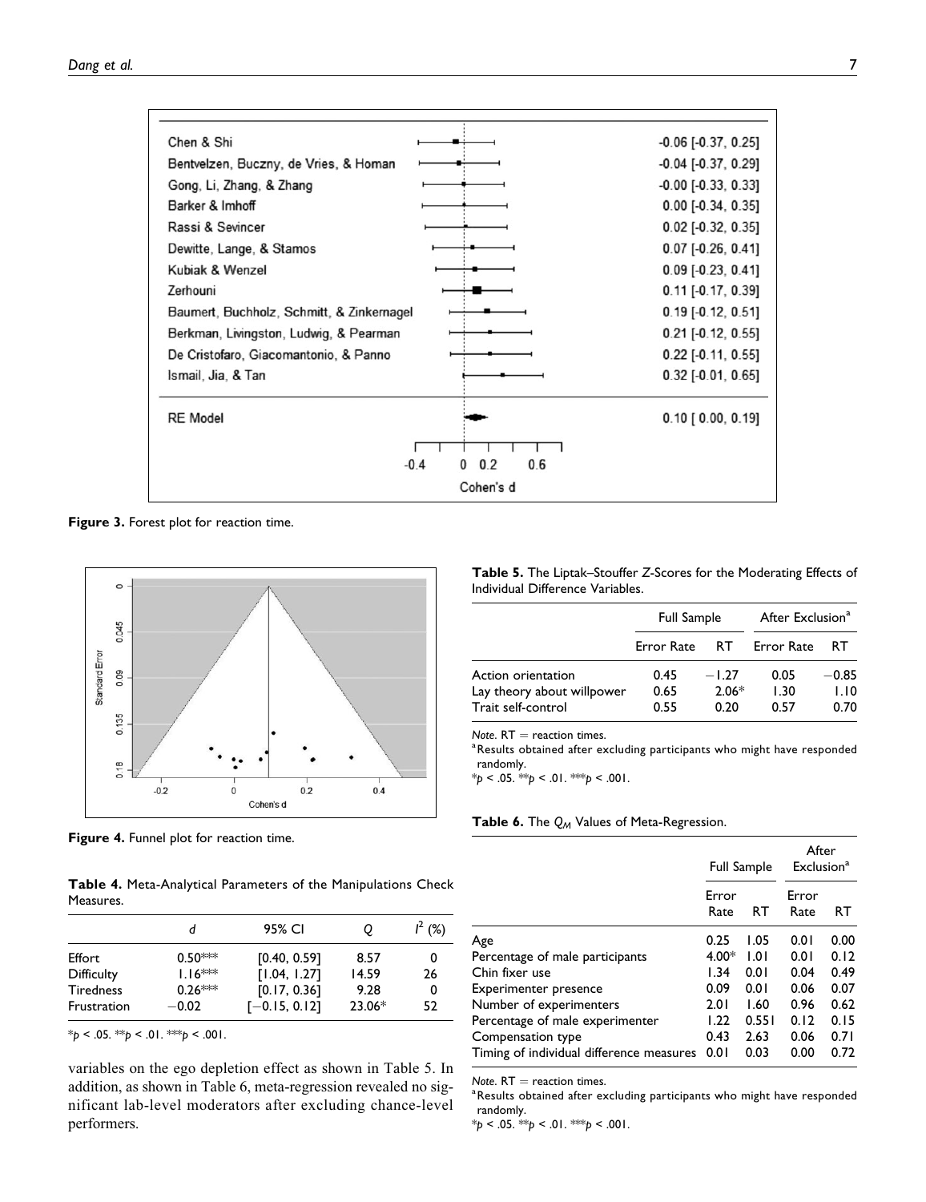| Study | Cohen's d [95% CI] |
|---|---|
| Chen & Shi | -0.06 [-0.37, 0.25] |
| Bentvelzen, Buczny, de Vries, & Homan | -0.04 [-0.37, 0.29] |
| Gong, Li, Zhang, & Zhang | -0.00 [-0.33, 0.33] |
| Barker & Imhoff | 0.00 [-0.34, 0.35] |
| Rassi & Sevincer | 0.02 [-0.32, 0.35] |
| Dewitte, Lange, & Stamos | 0.07 [-0.26, 0.41] |
| Kubiak & Wenzel | 0.09 [-0.23, 0.41] |
| Zerhouni | 0.11 [-0.17, 0.39] |
| Baumert, Buchholz, Schmitt, & Zinkernagel | 0.19 [-0.12, 0.51] |
| Berkman, Livingston, Ludwig, & Pearman | 0.21 [-0.12, 0.55] |
| De Cristofaro, Giacomantonio, & Panno | 0.22 [-0.11, 0.55] |
| Ismail, Jia, & Tan | 0.32 [-0.01, 0.65] |
| RE Model | 0.10 [ 0.00, 0.19] |

**Figure 3.** Forest plot for reaction time.

**Figure 4.** Funnel plot for reaction time.

**Table 4.** Meta-Analytical Parameters of the Manipulations Check Measures.

| | $d$ | 95% CI | $Q$ | $I^2$ (%) |
|---|---|---|---|---|
| Effort | 0.50*** | [0.40, 0.59] | 8.57 | 0 |
| Difficulty | 1.16*** | [1.04, 1.27] | 14.59 | 26 |
| Tiredness | 0.26*** | [0.17, 0.36] | 9.28 | 0 |
| Frustration | −0.02 | [−0.15, 0.12] | 23.06* | 52 |

*$p < .05$. **$p < .01$. ***$p < .001$.

variables on the ego depletion effect as shown in Table 5. In addition, as shown in Table 6, meta-regression revealed no significant lab-level moderators after excluding chance-level performers.

**Table 5.** The Liptak–Stouffer $Z$-Scores for the Moderating Effects of Individual Difference Variables.

| | Full Sample | | After Exclusion[a] | |
|---|---|---|---|---|
| | Error Rate | RT | Error Rate | RT |
| Action orientation | 0.45 | −1.27 | 0.05 | −0.85 |
| Lay theory about willpower | 0.65 | 2.06* | 1.30 | 1.10 |
| Trait self-control | 0.55 | 0.20 | 0.57 | 0.70 |

*Note*. RT = reaction times.
[a]Results obtained after excluding participants who might have responded randomly.
*$p < .05$. **$p < .01$. ***$p < .001$.

**Table 6.** The $Q_M$ Values of Meta-Regression.

| | Full Sample | | After Exclusion[a] | |
|---|---|---|---|---|
| | Error Rate | RT | Error Rate | RT |
| Age | 0.25 | 1.05 | 0.01 | 0.00 |
| Percentage of male participants | 4.00* | 1.01 | 0.01 | 0.12 |
| Chin fixer use | 1.34 | 0.01 | 0.04 | 0.49 |
| Experimenter presence | 0.09 | 0.01 | 0.06 | 0.07 |
| Number of experimenters | 2.01 | 1.60 | 0.96 | 0.62 |
| Percentage of male experimenter | 1.22 | 0.551 | 0.12 | 0.15 |
| Compensation type | 0.43 | 2.63 | 0.06 | 0.71 |
| Timing of individual difference measures | 0.01 | 0.03 | 0.00 | 0.72 |

*Note*. RT = reaction times.
[a]Results obtained after excluding participants who might have responded randomly.
*$p < .05$. **$p < .01$. ***$p < .001$.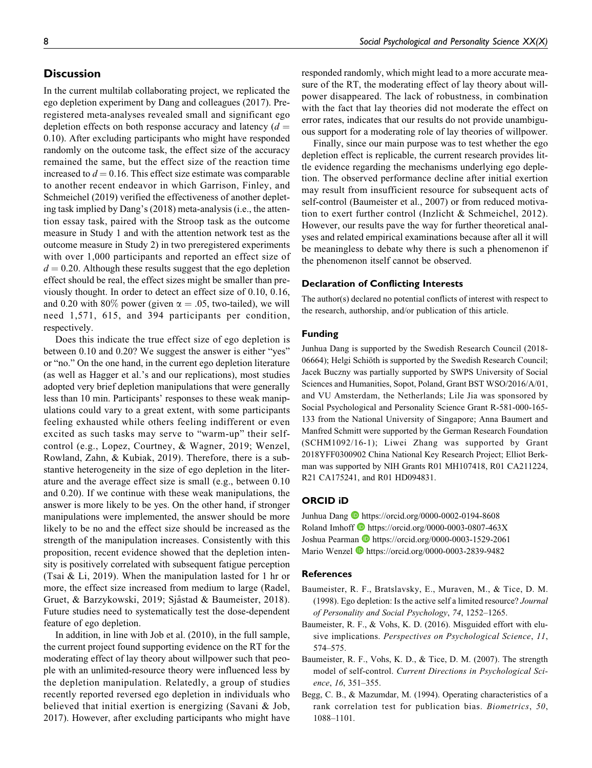## Discussion

In the current multilab collaborating project, we replicated the ego depletion experiment by Dang and colleagues (2017). Preregistered meta-analyses revealed small and significant ego depletion effects on both response accuracy and latency ($d = 0.10$). After excluding participants who might have responded randomly on the outcome task, the effect size of the accuracy remained the same, but the effect size of the reaction time increased to $d = 0.16$. This effect size estimate was comparable to another recent endeavor in which Garrison, Finley, and Schmeichel (2019) verified the effectiveness of another depleting task implied by Dang's (2018) meta-analysis (i.e., the attention essay task, paired with the Stroop task as the outcome measure in Study 1 and with the attention network test as the outcome measure in Study 2) in two preregistered experiments with over 1,000 participants and reported an effect size of $d = 0.20$. Although these results suggest that the ego depletion effect should be real, the effect sizes might be smaller than previously thought. In order to detect an effect size of 0.10, 0.16, and 0.20 with 80% power (given $\alpha = .05$, two-tailed), we will need 1,571, 615, and 394 participants per condition, respectively.

Does this indicate the true effect size of ego depletion is between 0.10 and 0.20? We suggest the answer is either "yes" or "no." On the one hand, in the current ego depletion literature (as well as Hagger et al.'s and our replications), most studies adopted very brief depletion manipulations that were generally less than 10 min. Participants' responses to these weak manipulations could vary to a great extent, with some participants feeling exhausted while others feeling indifferent or even excited as such tasks may serve to "warm-up" their self-control (e.g., Lopez, Courtney, & Wagner, 2019; Wenzel, Rowland, Zahn, & Kubiak, 2019). Therefore, there is a substantive heterogeneity in the size of ego depletion in the literature and the average effect size is small (e.g., between 0.10 and 0.20). If we continue with these weak manipulations, the answer is more likely to be yes. On the other hand, if stronger manipulations were implemented, the answer should be more likely to be no and the effect size should be increased as the strength of the manipulation increases. Consistently with this proposition, recent evidence showed that the depletion intensity is positively correlated with subsequent fatigue perception (Tsai & Li, 2019). When the manipulation lasted for 1 hr or more, the effect size increased from medium to large (Radel, Gruet, & Barzykowski, 2019; Sjåstad & Baumeister, 2018). Future studies need to systematically test the dose-dependent feature of ego depletion.

In addition, in line with Job et al. (2010), in the full sample, the current project found supporting evidence on the RT for the moderating effect of lay theory about willpower such that people with an unlimited-resource theory were influenced less by the depletion manipulation. Relatedly, a group of studies recently reported reversed ego depletion in individuals who believed that initial exertion is energizing (Savani & Job, 2017). However, after excluding participants who might have responded randomly, which might lead to a more accurate measure of the RT, the moderating effect of lay theory about willpower disappeared. The lack of robustness, in combination with the fact that lay theories did not moderate the effect on error rates, indicates that our results do not provide unambiguous support for a moderating role of lay theories of willpower.

Finally, since our main purpose was to test whether the ego depletion effect is replicable, the current research provides little evidence regarding the mechanisms underlying ego depletion. The observed performance decline after initial exertion may result from insufficient resource for subsequent acts of self-control (Baumeister et al., 2007) or from reduced motivation to exert further control (Inzlicht & Schmeichel, 2012). However, our results pave the way for further theoretical analyses and related empirical examinations because after all it will be meaningless to debate why there is such a phenomenon if the phenomenon itself cannot be observed.

### Declaration of Conflicting Interests

The author(s) declared no potential conflicts of interest with respect to the research, authorship, and/or publication of this article.

### Funding

Junhua Dang is supported by the Swedish Research Council (2018-06664); Helgi Schiöth is supported by the Swedish Research Council; Jacek Buczny was partially supported by SWPS University of Social Sciences and Humanities, Sopot, Poland, Grant BST WSO/2016/A/01, and VU Amsterdam, the Netherlands; Lile Jia was sponsored by Social Psychological and Personality Science Grant R-581-000-165-133 from the National University of Singapore; Anna Baumert and Manfred Schmitt were supported by the German Research Foundation (SCHM1092/16-1); Liwei Zhang was supported by Grant 2018YFF0300902 China National Key Research Project; Elliot Berkman was supported by NIH Grants R01 MH107418, R01 CA211224, R21 CA175241, and R01 HD094831.

### ORCID iD

Junhua Dang https://orcid.org/0000-0002-0194-8608
Roland Imhoff https://orcid.org/0000-0003-0807-463X
Joshua Pearman https://orcid.org/0000-0003-1529-2061
Mario Wenzel https://orcid.org/0000-0003-2839-9482

### References

Baumeister, R. F., Bratslavsky, E., Muraven, M., & Tice, D. M. (1998). Ego depletion: Is the active self a limited resource? *Journal of Personality and Social Psychology*, *74*, 1252–1265.

Baumeister, R. F., & Vohs, K. D. (2016). Misguided effort with elusive implications. *Perspectives on Psychological Science*, *11*, 574–575.

Baumeister, R. F., Vohs, K. D., & Tice, D. M. (2007). The strength model of self-control. *Current Directions in Psychological Science*, *16*, 351–355.

Begg, C. B., & Mazumdar, M. (1994). Operating characteristics of a rank correlation test for publication bias. *Biometrics*, *50*, 1088–1101.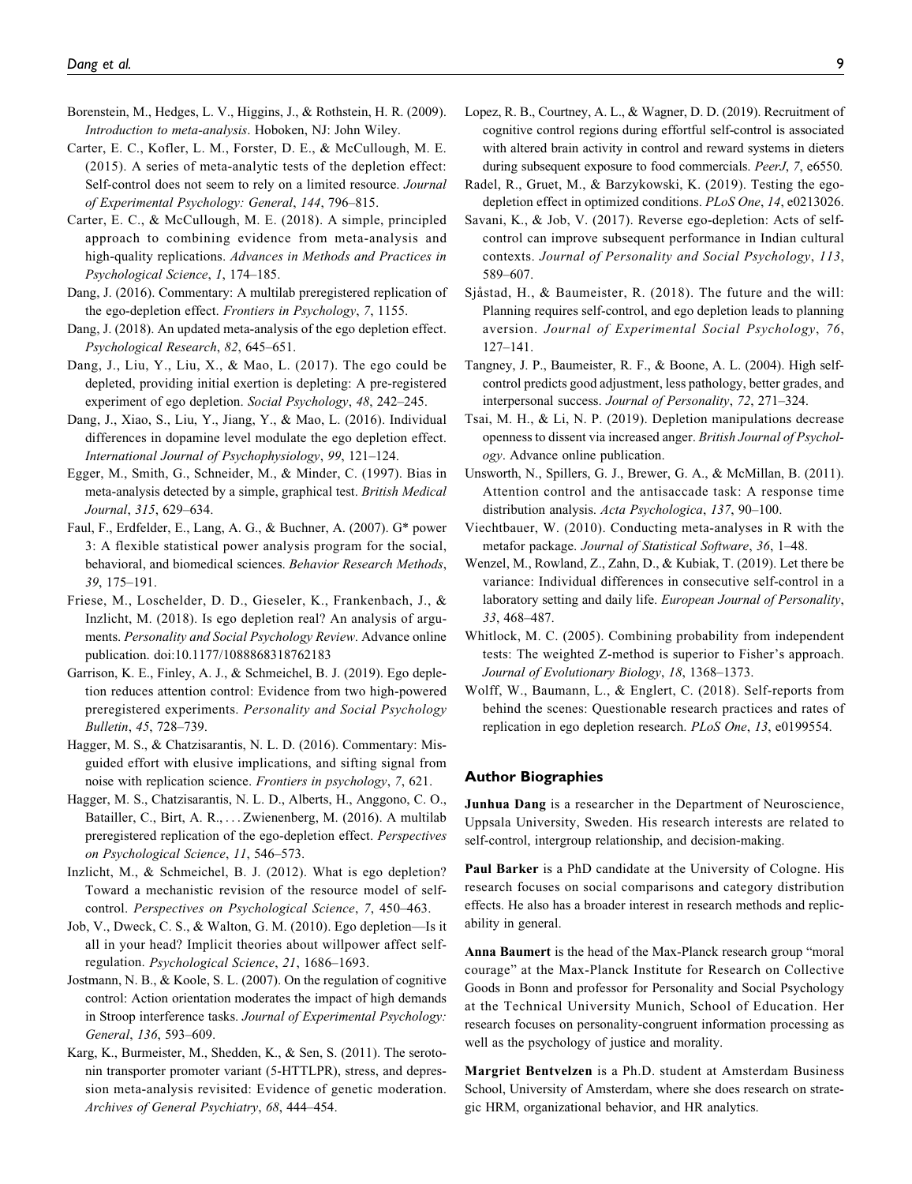Borenstein, M., Hedges, L. V., Higgins, J., & Rothstein, H. R. (2009). *Introduction to meta-analysis*. Hoboken, NJ: John Wiley.

Carter, E. C., Kofler, L. M., Forster, D. E., & McCullough, M. E. (2015). A series of meta-analytic tests of the depletion effect: Self-control does not seem to rely on a limited resource. *Journal of Experimental Psychology: General*, *144*, 796–815.

Carter, E. C., & McCullough, M. E. (2018). A simple, principled approach to combining evidence from meta-analysis and high-quality replications. *Advances in Methods and Practices in Psychological Science*, *1*, 174–185.

Dang, J. (2016). Commentary: A multilab preregistered replication of the ego-depletion effect. *Frontiers in Psychology*, *7*, 1155.

Dang, J. (2018). An updated meta-analysis of the ego depletion effect. *Psychological Research*, *82*, 645–651.

Dang, J., Liu, Y., Liu, X., & Mao, L. (2017). The ego could be depleted, providing initial exertion is depleting: A pre-registered experiment of ego depletion. *Social Psychology*, *48*, 242–245.

Dang, J., Xiao, S., Liu, Y., Jiang, Y., & Mao, L. (2016). Individual differences in dopamine level modulate the ego depletion effect. *International Journal of Psychophysiology*, *99*, 121–124.

Egger, M., Smith, G., Schneider, M., & Minder, C. (1997). Bias in meta-analysis detected by a simple, graphical test. *British Medical Journal*, *315*, 629–634.

Faul, F., Erdfelder, E., Lang, A. G., & Buchner, A. (2007). G* power 3: A flexible statistical power analysis program for the social, behavioral, and biomedical sciences. *Behavior Research Methods*, *39*, 175–191.

Friese, M., Loschelder, D. D., Gieseler, K., Frankenbach, J., & Inzlicht, M. (2018). Is ego depletion real? An analysis of arguments. *Personality and Social Psychology Review*. Advance online publication. doi:10.1177/1088868318762183

Garrison, K. E., Finley, A. J., & Schmeichel, B. J. (2019). Ego depletion reduces attention control: Evidence from two high-powered preregistered experiments. *Personality and Social Psychology Bulletin*, *45*, 728–739.

Hagger, M. S., & Chatzisarantis, N. L. D. (2016). Commentary: Misguided effort with elusive implications, and sifting signal from noise with replication science. *Frontiers in psychology*, *7*, 621.

Hagger, M. S., Chatzisarantis, N. L. D., Alberts, H., Anggono, C. O., Batailler, C., Birt, A. R., . . . Zwienenberg, M. (2016). A multilab preregistered replication of the ego-depletion effect. *Perspectives on Psychological Science*, *11*, 546–573.

Inzlicht, M., & Schmeichel, B. J. (2012). What is ego depletion? Toward a mechanistic revision of the resource model of self-control. *Perspectives on Psychological Science*, *7*, 450–463.

Job, V., Dweck, C. S., & Walton, G. M. (2010). Ego depletion—Is it all in your head? Implicit theories about willpower affect self-regulation. *Psychological Science*, *21*, 1686–1693.

Jostmann, N. B., & Koole, S. L. (2007). On the regulation of cognitive control: Action orientation moderates the impact of high demands in Stroop interference tasks. *Journal of Experimental Psychology: General*, *136*, 593–609.

Karg, K., Burmeister, M., Shedden, K., & Sen, S. (2011). The serotonin transporter promoter variant (5-HTTLPR), stress, and depression meta-analysis revisited: Evidence of genetic moderation. *Archives of General Psychiatry*, *68*, 444–454.

Lopez, R. B., Courtney, A. L., & Wagner, D. D. (2019). Recruitment of cognitive control regions during effortful self-control is associated with altered brain activity in control and reward systems in dieters during subsequent exposure to food commercials. *PeerJ*, *7*, e6550.

Radel, R., Gruet, M., & Barzykowski, K. (2019). Testing the ego-depletion effect in optimized conditions. *PLoS One*, *14*, e0213026.

Savani, K., & Job, V. (2017). Reverse ego-depletion: Acts of self-control can improve subsequent performance in Indian cultural contexts. *Journal of Personality and Social Psychology*, *113*, 589–607.

Sjåstad, H., & Baumeister, R. (2018). The future and the will: Planning requires self-control, and ego depletion leads to planning aversion. *Journal of Experimental Social Psychology*, *76*, 127–141.

Tangney, J. P., Baumeister, R. F., & Boone, A. L. (2004). High self-control predicts good adjustment, less pathology, better grades, and interpersonal success. *Journal of Personality*, *72*, 271–324.

Tsai, M. H., & Li, N. P. (2019). Depletion manipulations decrease openness to dissent via increased anger. *British Journal of Psychology*. Advance online publication.

Unsworth, N., Spillers, G. J., Brewer, G. A., & McMillan, B. (2011). Attention control and the antisaccade task: A response time distribution analysis. *Acta Psychologica*, *137*, 90–100.

Viechtbauer, W. (2010). Conducting meta-analyses in R with the metafor package. *Journal of Statistical Software*, *36*, 1–48.

Wenzel, M., Rowland, Z., Zahn, D., & Kubiak, T. (2019). Let there be variance: Individual differences in consecutive self-control in a laboratory setting and daily life. *European Journal of Personality*, *33*, 468–487.

Whitlock, M. C. (2005). Combining probability from independent tests: The weighted Z-method is superior to Fisher's approach. *Journal of Evolutionary Biology*, *18*, 1368–1373.

Wolff, W., Baumann, L., & Englert, C. (2018). Self-reports from behind the scenes: Questionable research practices and rates of replication in ego depletion research. *PLoS One*, *13*, e0199554.

## Author Biographies

**Junhua Dang** is a researcher in the Department of Neuroscience, Uppsala University, Sweden. His research interests are related to self-control, intergroup relationship, and decision-making.

**Paul Barker** is a PhD candidate at the University of Cologne. His research focuses on social comparisons and category distribution effects. He also has a broader interest in research methods and replicability in general.

**Anna Baumert** is the head of the Max-Planck research group "moral courage" at the Max-Planck Institute for Research on Collective Goods in Bonn and professor for Personality and Social Psychology at the Technical University Munich, School of Education. Her research focuses on personality-congruent information processing as well as the psychology of justice and morality.

**Margriet Bentvelzen** is a Ph.D. student at Amsterdam Business School, University of Amsterdam, where she does research on strategic HRM, organizational behavior, and HR analytics.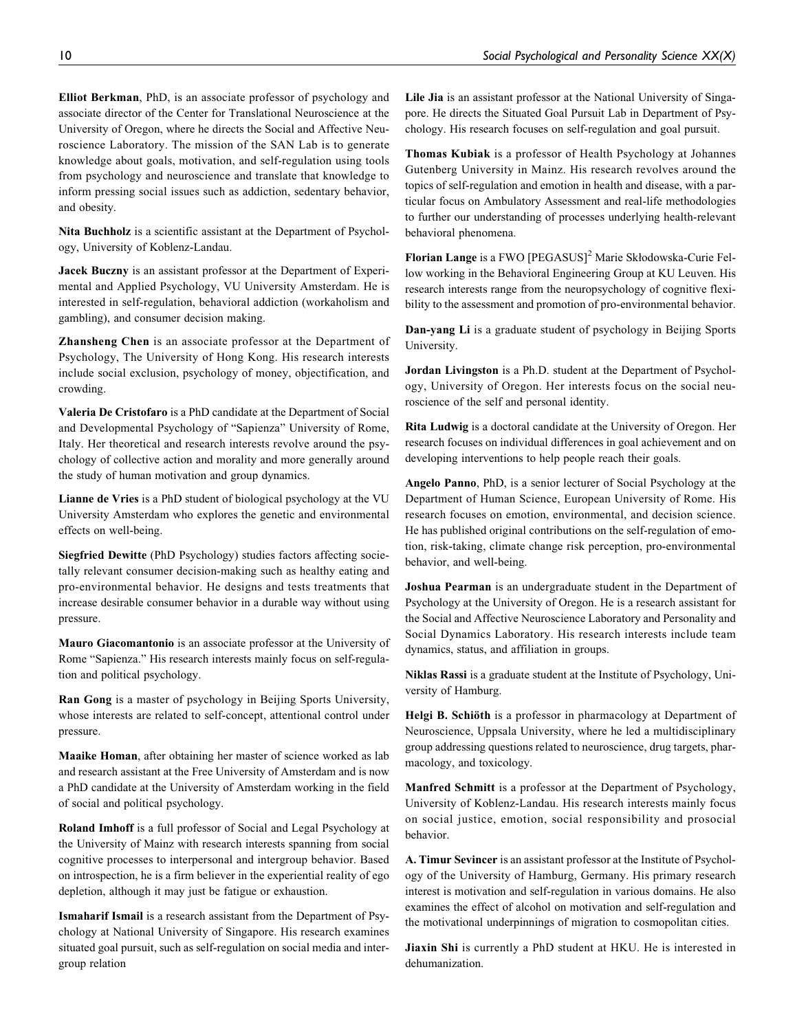**Elliot Berkman**, PhD, is an associate professor of psychology and associate director of the Center for Translational Neuroscience at the University of Oregon, where he directs the Social and Affective Neuroscience Laboratory. The mission of the SAN Lab is to generate knowledge about goals, motivation, and self-regulation using tools from psychology and neuroscience and translate that knowledge to inform pressing social issues such as addiction, sedentary behavior, and obesity.

**Nita Buchholz** is a scientific assistant at the Department of Psychology, University of Koblenz-Landau.

**Jacek Buczny** is an assistant professor at the Department of Experimental and Applied Psychology, VU University Amsterdam. He is interested in self-regulation, behavioral addiction (workaholism and gambling), and consumer decision making.

**Zhansheng Chen** is an associate professor at the Department of Psychology, The University of Hong Kong. His research interests include social exclusion, psychology of money, objectification, and crowding.

**Valeria De Cristofaro** is a PhD candidate at the Department of Social and Developmental Psychology of "Sapienza" University of Rome, Italy. Her theoretical and research interests revolve around the psychology of collective action and morality and more generally around the study of human motivation and group dynamics.

**Lianne de Vries** is a PhD student of biological psychology at the VU University Amsterdam who explores the genetic and environmental effects on well-being.

**Siegfried Dewitte** (PhD Psychology) studies factors affecting societally relevant consumer decision-making such as healthy eating and pro-environmental behavior. He designs and tests treatments that increase desirable consumer behavior in a durable way without using pressure.

**Mauro Giacomantonio** is an associate professor at the University of Rome "Sapienza." His research interests mainly focus on self-regulation and political psychology.

**Ran Gong** is a master of psychology in Beijing Sports University, whose interests are related to self-concept, attentional control under pressure.

**Maaike Homan**, after obtaining her master of science worked as lab and research assistant at the Free University of Amsterdam and is now a PhD candidate at the University of Amsterdam working in the field of social and political psychology.

**Roland Imhoff** is a full professor of Social and Legal Psychology at the University of Mainz with research interests spanning from social cognitive processes to interpersonal and intergroup behavior. Based on introspection, he is a firm believer in the experiential reality of ego depletion, although it may just be fatigue or exhaustion.

**Ismaharif Ismail** is a research assistant from the Department of Psychology at National University of Singapore. His research examines situated goal pursuit, such as self-regulation on social media and intergroup relation

**Lile Jia** is an assistant professor at the National University of Singapore. He directs the Situated Goal Pursuit Lab in Department of Psychology. His research focuses on self-regulation and goal pursuit.

**Thomas Kubiak** is a professor of Health Psychology at Johannes Gutenberg University in Mainz. His research revolves around the topics of self-regulation and emotion in health and disease, with a particular focus on Ambulatory Assessment and real-life methodologies to further our understanding of processes underlying health-relevant behavioral phenomena.

**Florian Lange** is a FWO [PEGASUS]$^2$ Marie Skłodowska-Curie Fellow working in the Behavioral Engineering Group at KU Leuven. His research interests range from the neuropsychology of cognitive flexibility to the assessment and promotion of pro-environmental behavior.

**Dan-yang Li** is a graduate student of psychology in Beijing Sports University.

**Jordan Livingston** is a Ph.D. student at the Department of Psychology, University of Oregon. Her interests focus on the social neuroscience of the self and personal identity.

**Rita Ludwig** is a doctoral candidate at the University of Oregon. Her research focuses on individual differences in goal achievement and on developing interventions to help people reach their goals.

**Angelo Panno**, PhD, is a senior lecturer of Social Psychology at the Department of Human Science, European University of Rome. His research focuses on emotion, environmental, and decision science. He has published original contributions on the self-regulation of emotion, risk-taking, climate change risk perception, pro-environmental behavior, and well-being.

**Joshua Pearman** is an undergraduate student in the Department of Psychology at the University of Oregon. He is a research assistant for the Social and Affective Neuroscience Laboratory and Personality and Social Dynamics Laboratory. His research interests include team dynamics, status, and affiliation in groups.

**Niklas Rassi** is a graduate student at the Institute of Psychology, University of Hamburg.

**Helgi B. Schiöth** is a professor in pharmacology at Department of Neuroscience, Uppsala University, where he led a multidisciplinary group addressing questions related to neuroscience, drug targets, pharmacology, and toxicology.

**Manfred Schmitt** is a professor at the Department of Psychology, University of Koblenz-Landau. His research interests mainly focus on social justice, emotion, social responsibility and prosocial behavior.

**A. Timur Sevincer** is an assistant professor at the Institute of Psychology of the University of Hamburg, Germany. His primary research interest is motivation and self-regulation in various domains. He also examines the effect of alcohol on motivation and self-regulation and the motivational underpinnings of migration to cosmopolitan cities.

**Jiaxin Shi** is currently a PhD student at HKU. He is interested in dehumanization.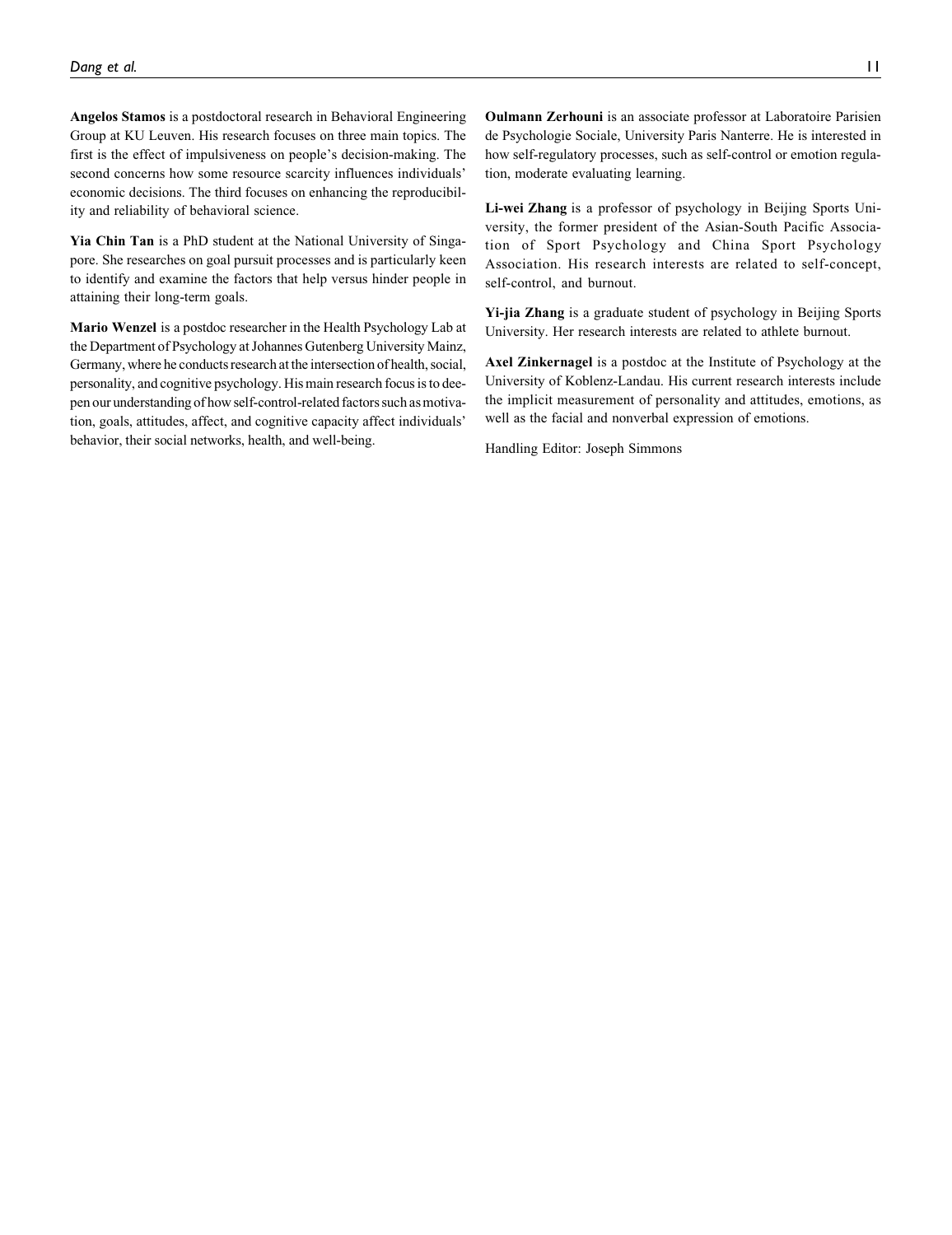**Angelos Stamos** is a postdoctoral research in Behavioral Engineering Group at KU Leuven. His research focuses on three main topics. The first is the effect of impulsiveness on people's decision-making. The second concerns how some resource scarcity influences individuals' economic decisions. The third focuses on enhancing the reproducibility and reliability of behavioral science.

**Yia Chin Tan** is a PhD student at the National University of Singapore. She researches on goal pursuit processes and is particularly keen to identify and examine the factors that help versus hinder people in attaining their long-term goals.

**Mario Wenzel** is a postdoc researcher in the Health Psychology Lab at the Department of Psychology at Johannes Gutenberg University Mainz, Germany, where he conducts research at the intersection of health, social, personality, and cognitive psychology. His main research focus is to deepen our understanding of how self-control-related factors such as motivation, goals, attitudes, affect, and cognitive capacity affect individuals' behavior, their social networks, health, and well-being.

**Oulmann Zerhouni** is an associate professor at Laboratoire Parisien de Psychologie Sociale, University Paris Nanterre. He is interested in how self-regulatory processes, such as self-control or emotion regulation, moderate evaluating learning.

**Li-wei Zhang** is a professor of psychology in Beijing Sports University, the former president of the Asian-South Pacific Association of Sport Psychology and China Sport Psychology Association. His research interests are related to self-concept, self-control, and burnout.

**Yi-jia Zhang** is a graduate student of psychology in Beijing Sports University. Her research interests are related to athlete burnout.

**Axel Zinkernagel** is a postdoc at the Institute of Psychology at the University of Koblenz-Landau. His current research interests include the implicit measurement of personality and attitudes, emotions, as well as the facial and nonverbal expression of emotions.

Handling Editor: Joseph Simmons